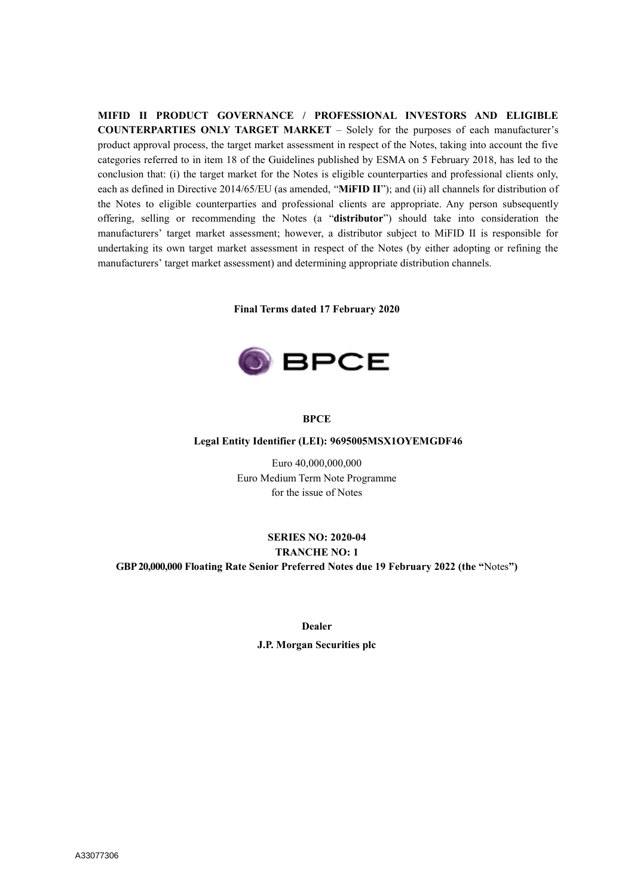**MIFID II PRODUCT GOVERNANCE / PROFESSIONAL INVESTORS AND ELIGIBLE COUNTERPARTIES ONLY TARGET MARKET** – Solely for the purposes of each manufacturer's product approval process, the target market assessment in respect of the Notes, taking into account the five categories referred to in item 18 of the Guidelines published by ESMA on 5 February 2018, has led to the conclusion that: (i) the target market for the Notes is eligible counterparties and professional clients only, each as defined in Directive 2014/65/EU (as amended, "**MiFID II**"); and (ii) all channels for distribution of the Notes to eligible counterparties and professional clients are appropriate. Any person subsequently offering, selling or recommending the Notes (a "**distributor**") should take into consideration the manufacturers' target market assessment; however, a distributor subject to MiFID II is responsible for undertaking its own target market assessment in respect of the Notes (by either adopting or refining the manufacturers' target market assessment) and determining appropriate distribution channels.

**Final Terms dated 17 February 2020**

BPCE

**BPCE**

**Legal Entity Identifier (LEI): 9695005MSX1OYEMGDF46**

Euro 40,000,000,000
Euro Medium Term Note Programme
for the issue of Notes

**SERIES NO: 2020-04**
**TRANCHE NO: 1**
**GBP 20,000,000 Floating Rate Senior Preferred Notes due 19 February 2022 (the "**Notes**")**

**Dealer**

**J.P. Morgan Securities plc**

A33077306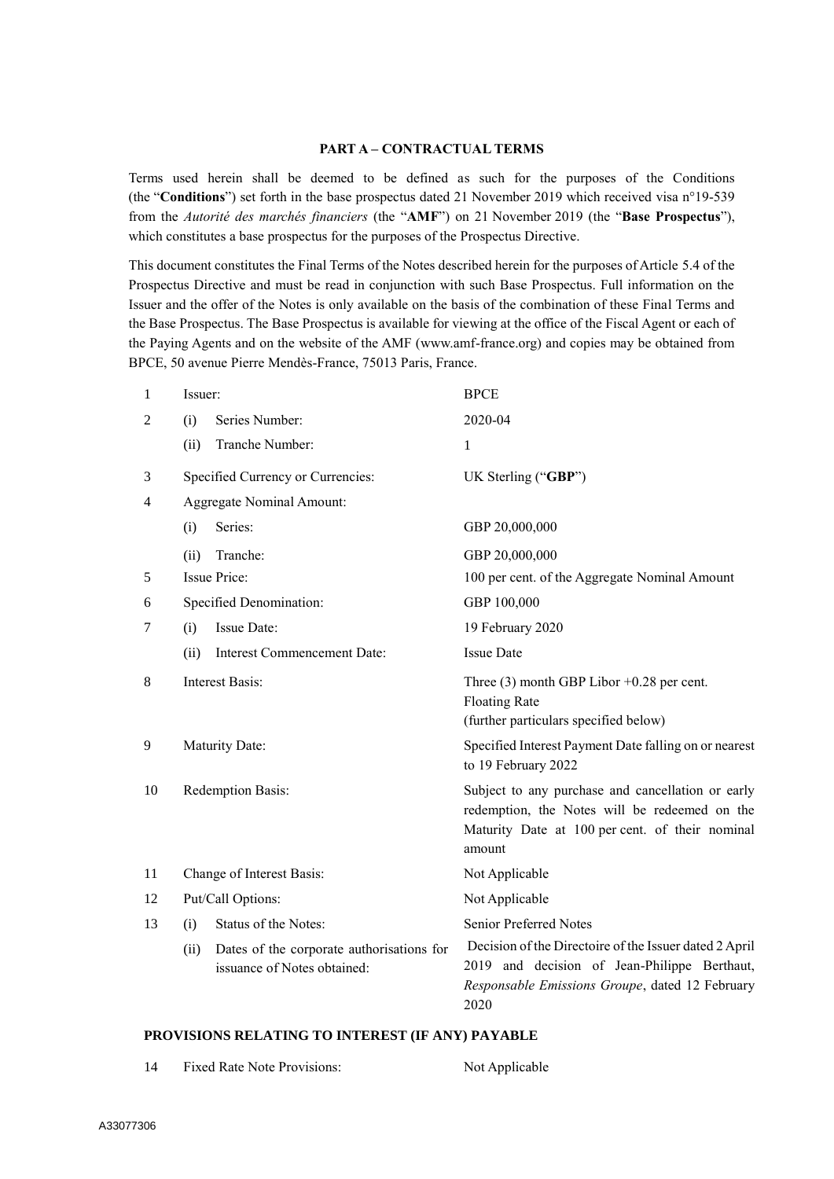## PART A – CONTRACTUAL TERMS

Terms used herein shall be deemed to be defined as such for the purposes of the Conditions (the "**Conditions**") set forth in the base prospectus dated 21 November 2019 which received visa n°19-539 from the *Autorité des marchés financiers* (the "**AMF**") on 21 November 2019 (the "**Base Prospectus**"), which constitutes a base prospectus for the purposes of the Prospectus Directive.

This document constitutes the Final Terms of the Notes described herein for the purposes of Article 5.4 of the Prospectus Directive and must be read in conjunction with such Base Prospectus. Full information on the Issuer and the offer of the Notes is only available on the basis of the combination of these Final Terms and the Base Prospectus. The Base Prospectus is available for viewing at the office of the Fiscal Agent or each of the Paying Agents and on the website of the AMF (www.amf-france.org) and copies may be obtained from BPCE, 50 avenue Pierre Mendès-France, 75013 Paris, France.

| | | |
|---|---|---|
| 1 | Issuer: | BPCE |
| 2 | (i) Series Number: | 2020-04 |
| | (ii) Tranche Number: | 1 |
| 3 | Specified Currency or Currencies: | UK Sterling ("**GBP**") |
| 4 | Aggregate Nominal Amount: | |
| | (i) Series: | GBP 20,000,000 |
| | (ii) Tranche: | GBP 20,000,000 |
| 5 | Issue Price: | 100 per cent. of the Aggregate Nominal Amount |
| 6 | Specified Denomination: | GBP 100,000 |
| 7 | (i) Issue Date: | 19 February 2020 |
| | (ii) Interest Commencement Date: | Issue Date |
| 8 | Interest Basis: | Three (3) month GBP Libor +0.28 per cent. Floating Rate (further particulars specified below) |
| 9 | Maturity Date: | Specified Interest Payment Date falling on or nearest to 19 February 2022 |
| 10 | Redemption Basis: | Subject to any purchase and cancellation or early redemption, the Notes will be redeemed on the Maturity Date at 100 per cent. of their nominal amount |
| 11 | Change of Interest Basis: | Not Applicable |
| 12 | Put/Call Options: | Not Applicable |
| 13 | (i) Status of the Notes: | Senior Preferred Notes |
| | (ii) Dates of the corporate authorisations for issuance of Notes obtained: | Decision of the Directoire of the Issuer dated 2 April 2019 and decision of Jean-Philippe Berthaut, *Responsable Emissions Groupe*, dated 12 February 2020 |

### PROVISIONS RELATING TO INTEREST (IF ANY) PAYABLE

| | | |
|---|---|---|
| 14 | Fixed Rate Note Provisions: | Not Applicable |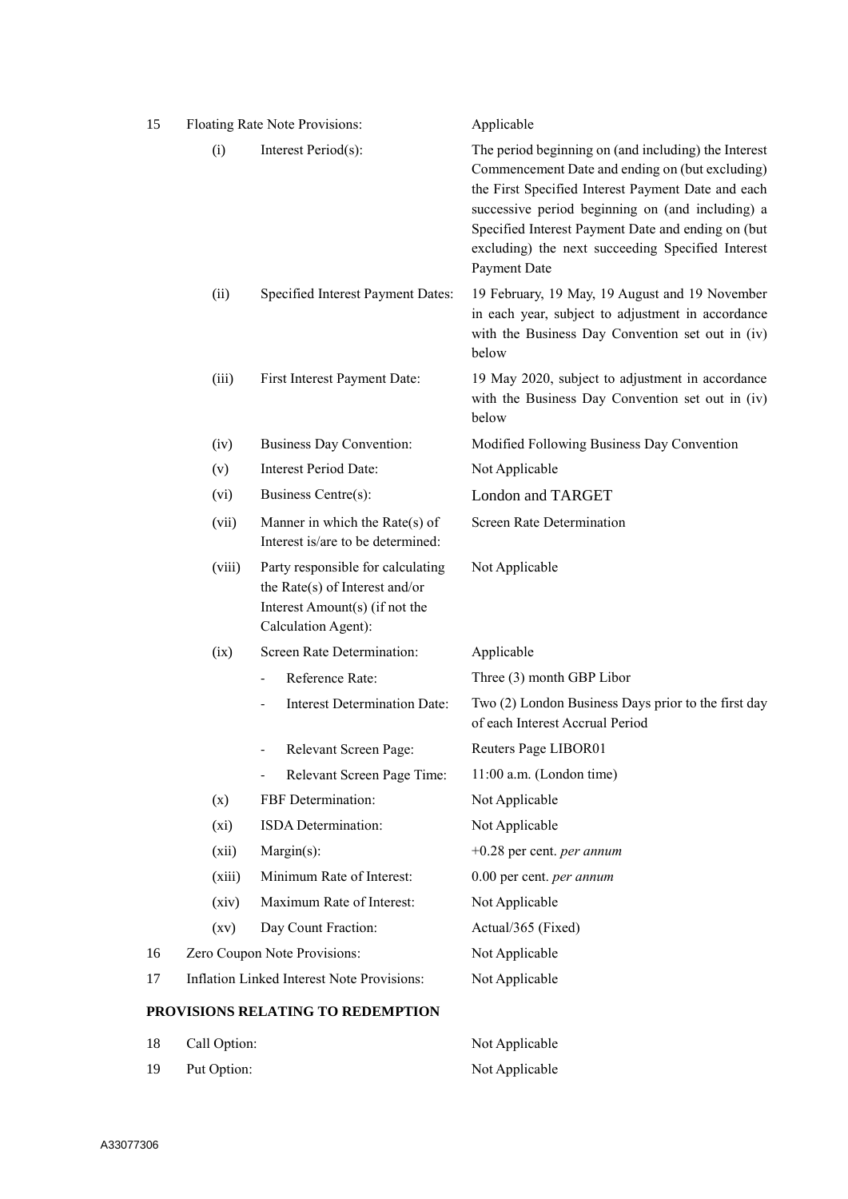| | | | |
|---|---|---|---|
| 15 | Floating Rate Note Provisions: | | Applicable |
| | (i) | Interest Period(s): | The period beginning on (and including) the Interest Commencement Date and ending on (but excluding) the First Specified Interest Payment Date and each successive period beginning on (and including) a Specified Interest Payment Date and ending on (but excluding) the next succeeding Specified Interest Payment Date |
| | (ii) | Specified Interest Payment Dates: | 19 February, 19 May, 19 August and 19 November in each year, subject to adjustment in accordance with the Business Day Convention set out in (iv) below |
| | (iii) | First Interest Payment Date: | 19 May 2020, subject to adjustment in accordance with the Business Day Convention set out in (iv) below |
| | (iv) | Business Day Convention: | Modified Following Business Day Convention |
| | (v) | Interest Period Date: | Not Applicable |
| | (vi) | Business Centre(s): | London and TARGET |
| | (vii) | Manner in which the Rate(s) of Interest is/are to be determined: | Screen Rate Determination |
| | (viii) | Party responsible for calculating the Rate(s) of Interest and/or Interest Amount(s) (if not the Calculation Agent): | Not Applicable |
| | (ix) | Screen Rate Determination: | Applicable |
| | | - Reference Rate: | Three (3) month GBP Libor |
| | | - Interest Determination Date: | Two (2) London Business Days prior to the first day of each Interest Accrual Period |
| | | - Relevant Screen Page: | Reuters Page LIBOR01 |
| | | - Relevant Screen Page Time: | 11:00 a.m. (London time) |
| | (x) | FBF Determination: | Not Applicable |
| | (xi) | ISDA Determination: | Not Applicable |
| | (xii) | Margin(s): | +0.28 per cent. *per annum* |
| | (xiii) | Minimum Rate of Interest: | 0.00 per cent. *per annum* |
| | (xiv) | Maximum Rate of Interest: | Not Applicable |
| | (xv) | Day Count Fraction: | Actual/365 (Fixed) |
| 16 | Zero Coupon Note Provisions: | | Not Applicable |
| 17 | Inflation Linked Interest Note Provisions: | | Not Applicable |

**PROVISIONS RELATING TO REDEMPTION**

| | | |
|---|---|---|
| 18 | Call Option: | Not Applicable |
| 19 | Put Option: | Not Applicable |

A33077306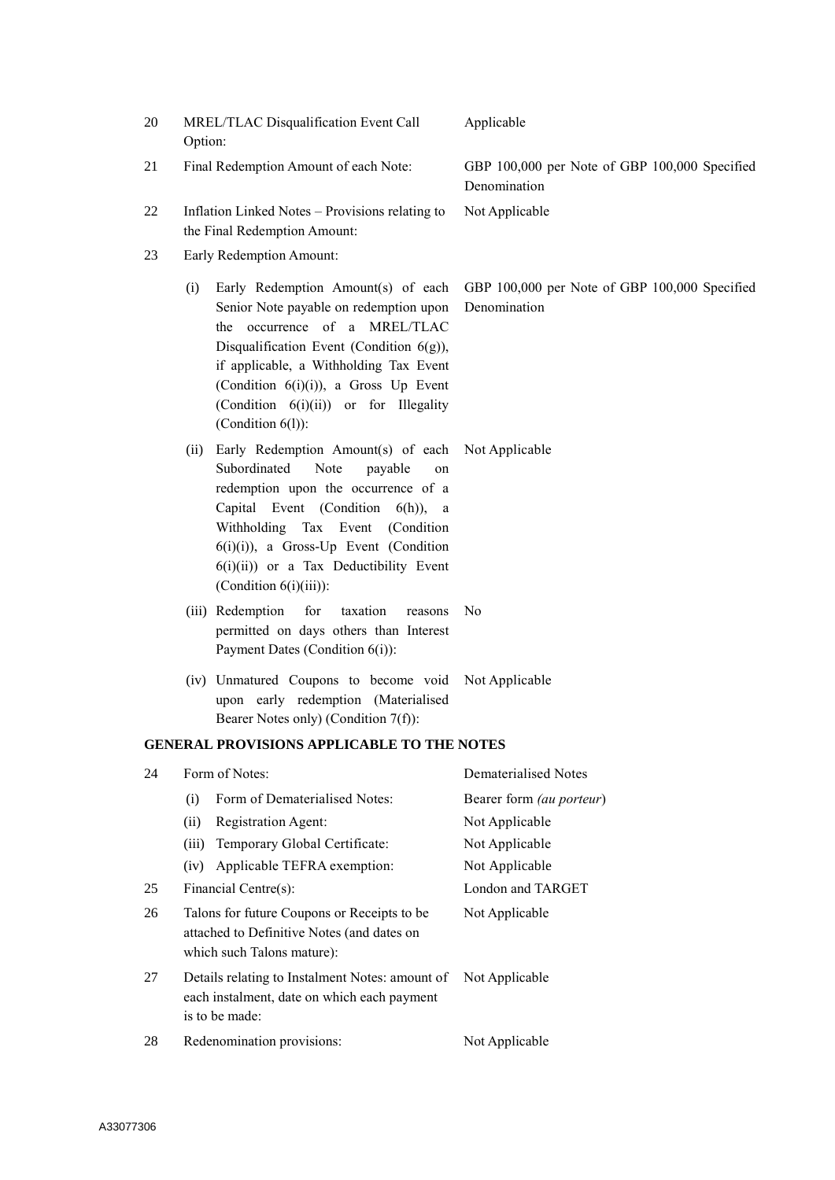| | | |
|---|---|---|
| 20 | MREL/TLAC Disqualification Event Call Option: | Applicable |
| 21 | Final Redemption Amount of each Note: | GBP 100,000 per Note of GBP 100,000 Specified Denomination |
| 22 | Inflation Linked Notes – Provisions relating to the Final Redemption Amount: | Not Applicable |
| 23 | Early Redemption Amount: | |
| | (i) Early Redemption Amount(s) of each Senior Note payable on redemption upon the occurrence of a MREL/TLAC Disqualification Event (Condition 6(g)), if applicable, a Withholding Tax Event (Condition 6(i)(i)), a Gross Up Event (Condition 6(i)(ii)) or for Illegality (Condition 6(l)): | GBP 100,000 per Note of GBP 100,000 Specified Denomination |
| | (ii) Early Redemption Amount(s) of each Subordinated Note payable on redemption upon the occurrence of a Capital Event (Condition 6(h)), a Withholding Tax Event (Condition 6(i)(i)), a Gross-Up Event (Condition 6(i)(ii)) or a Tax Deductibility Event (Condition 6(i)(iii)): | Not Applicable |
| | (iii) Redemption for taxation reasons permitted on days others than Interest Payment Dates (Condition 6(i)): | No |
| | (iv) Unmatured Coupons to become void upon early redemption (Materialised Bearer Notes only) (Condition 7(f)): | Not Applicable |

**GENERAL PROVISIONS APPLICABLE TO THE NOTES**

| | | |
|---|---|---|
| 24 | Form of Notes: | Dematerialised Notes |
| | (i) Form of Dematerialised Notes: | Bearer form *(au porteur)* |
| | (ii) Registration Agent: | Not Applicable |
| | (iii) Temporary Global Certificate: | Not Applicable |
| | (iv) Applicable TEFRA exemption: | Not Applicable |
| 25 | Financial Centre(s): | London and TARGET |
| 26 | Talons for future Coupons or Receipts to be attached to Definitive Notes (and dates on which such Talons mature): | Not Applicable |
| 27 | Details relating to Instalment Notes: amount of each instalment, date on which each payment is to be made: | Not Applicable |
| 28 | Redenomination provisions: | Not Applicable |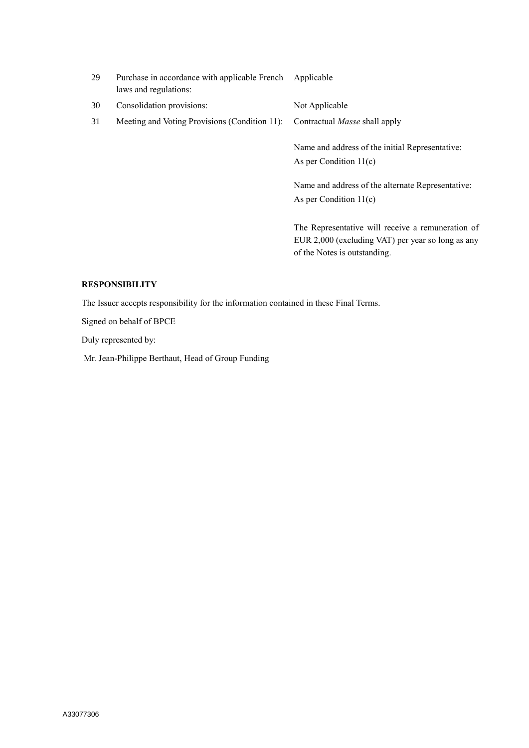| | | |
|---|---|---|
| 29 | Purchase in accordance with applicable French laws and regulations: | Applicable |
| 30 | Consolidation provisions: | Not Applicable |
| 31 | Meeting and Voting Provisions (Condition 11): | Contractual *Masse* shall apply<br><br>Name and address of the initial Representative: As per Condition 11(c)<br><br>Name and address of the alternate Representative: As per Condition 11(c)<br><br>The Representative will receive a remuneration of EUR 2,000 (excluding VAT) per year so long as any of the Notes is outstanding. |

**RESPONSIBILITY**

The Issuer accepts responsibility for the information contained in these Final Terms.

Signed on behalf of BPCE

Duly represented by:

Mr. Jean-Philippe Berthaut, Head of Group Funding

A33077306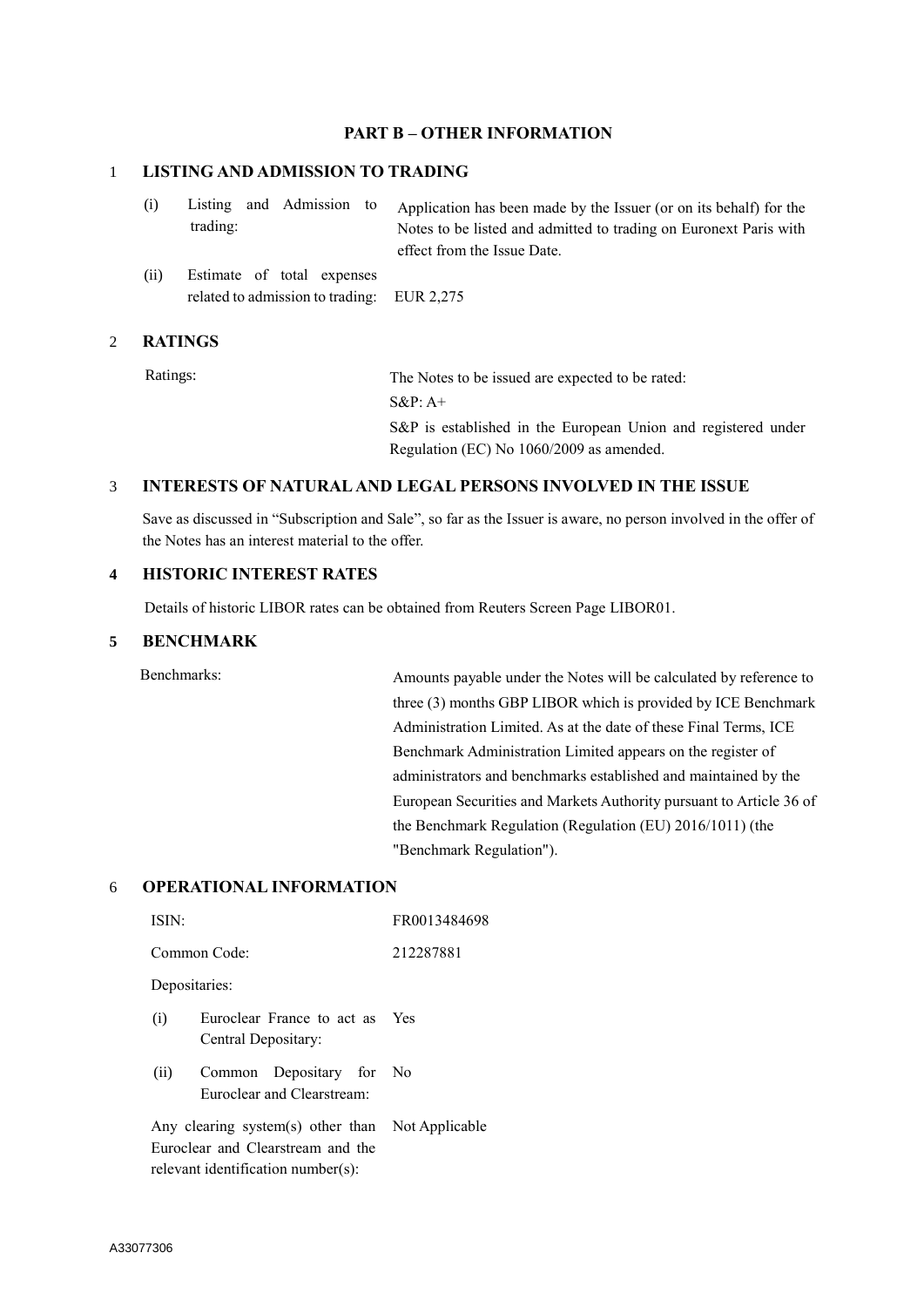## PART B – OTHER INFORMATION

### 1 LISTING AND ADMISSION TO TRADING

| | |
|---|---|
| (i) Listing and Admission to trading: | Application has been made by the Issuer (or on its behalf) for the Notes to be listed and admitted to trading on Euronext Paris with effect from the Issue Date. |
| (ii) Estimate of total expenses related to admission to trading: | EUR 2,275 |

### 2 RATINGS

| | |
|---|---|
| Ratings: | The Notes to be issued are expected to be rated:<br>S&P: A+<br>S&P is established in the European Union and registered under Regulation (EC) No 1060/2009 as amended. |

### 3 INTERESTS OF NATURAL AND LEGAL PERSONS INVOLVED IN THE ISSUE

Save as discussed in "Subscription and Sale", so far as the Issuer is aware, no person involved in the offer of the Notes has an interest material to the offer.

### 4 HISTORIC INTEREST RATES

Details of historic LIBOR rates can be obtained from Reuters Screen Page LIBOR01.

### 5 BENCHMARK

| | |
|---|---|
| Benchmarks: | Amounts payable under the Notes will be calculated by reference to three (3) months GBP LIBOR which is provided by ICE Benchmark Administration Limited. As at the date of these Final Terms, ICE Benchmark Administration Limited appears on the register of administrators and benchmarks established and maintained by the European Securities and Markets Authority pursuant to Article 36 of the Benchmark Regulation (Regulation (EU) 2016/1011) (the "Benchmark Regulation"). |

### 6 OPERATIONAL INFORMATION

| | |
|---|---|
| ISIN: | FR0013484698 |
| Common Code: | 212287881 |
| Depositaries: | |
| (i) Euroclear France to act as Central Depositary: | Yes |
| (ii) Common Depositary for Euroclear and Clearstream: | No |
| Any clearing system(s) other than Euroclear and Clearstream and the relevant identification number(s): | Not Applicable |

A33077306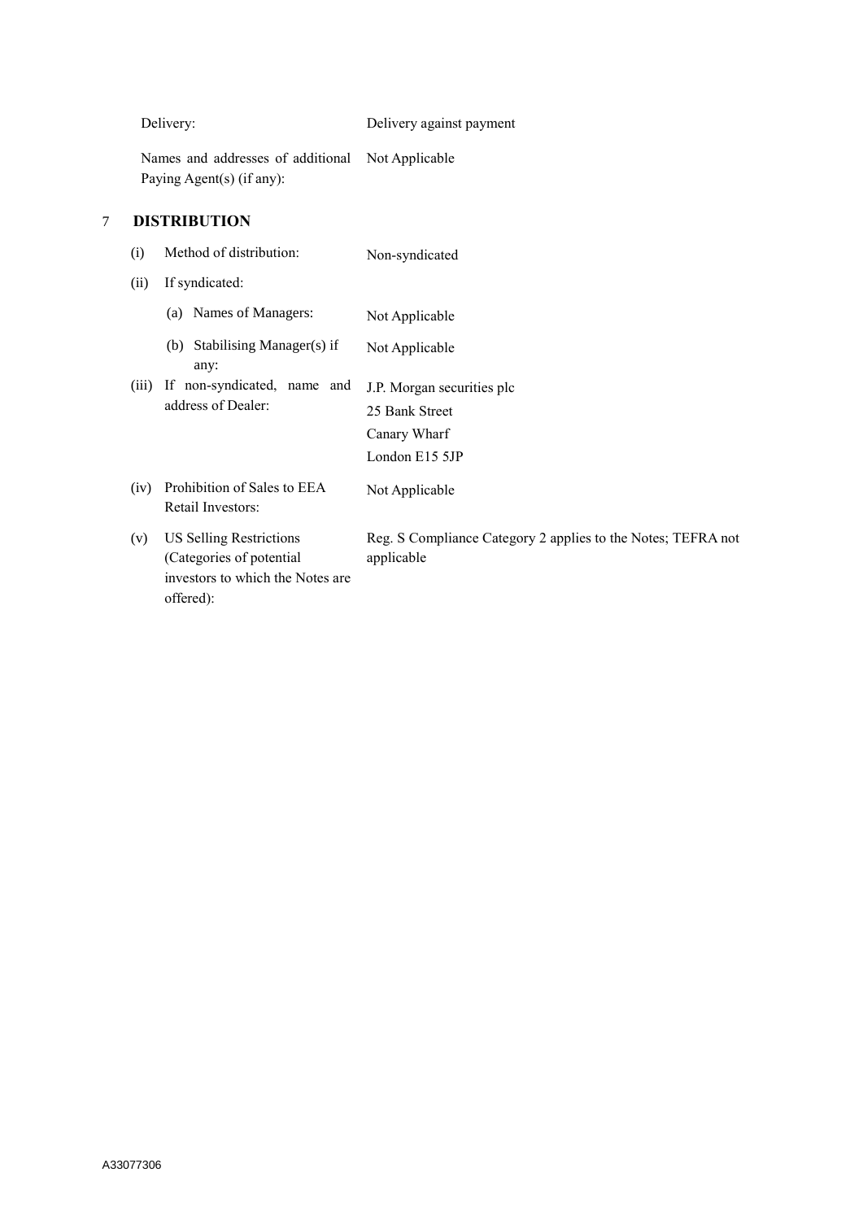| | |
|---|---|
| Delivery: | Delivery against payment |
| Names and addresses of additional Paying Agent(s) (if any): | Not Applicable |

## 7 DISTRIBUTION

| | | |
|---|---|---|
| (i) | Method of distribution: | Non-syndicated |
| (ii) | If syndicated: | |
| | (a) Names of Managers: | Not Applicable |
| | (b) Stabilising Manager(s) if any: | Not Applicable |
| (iii) | If non-syndicated, name and address of Dealer: | J.P. Morgan securities plc<br>25 Bank Street<br>Canary Wharf<br>London E15 5JP |
| (iv) | Prohibition of Sales to EEA Retail Investors: | Not Applicable |
| (v) | US Selling Restrictions (Categories of potential investors to which the Notes are offered): | Reg. S Compliance Category 2 applies to the Notes; TEFRA not applicable |

A33077306